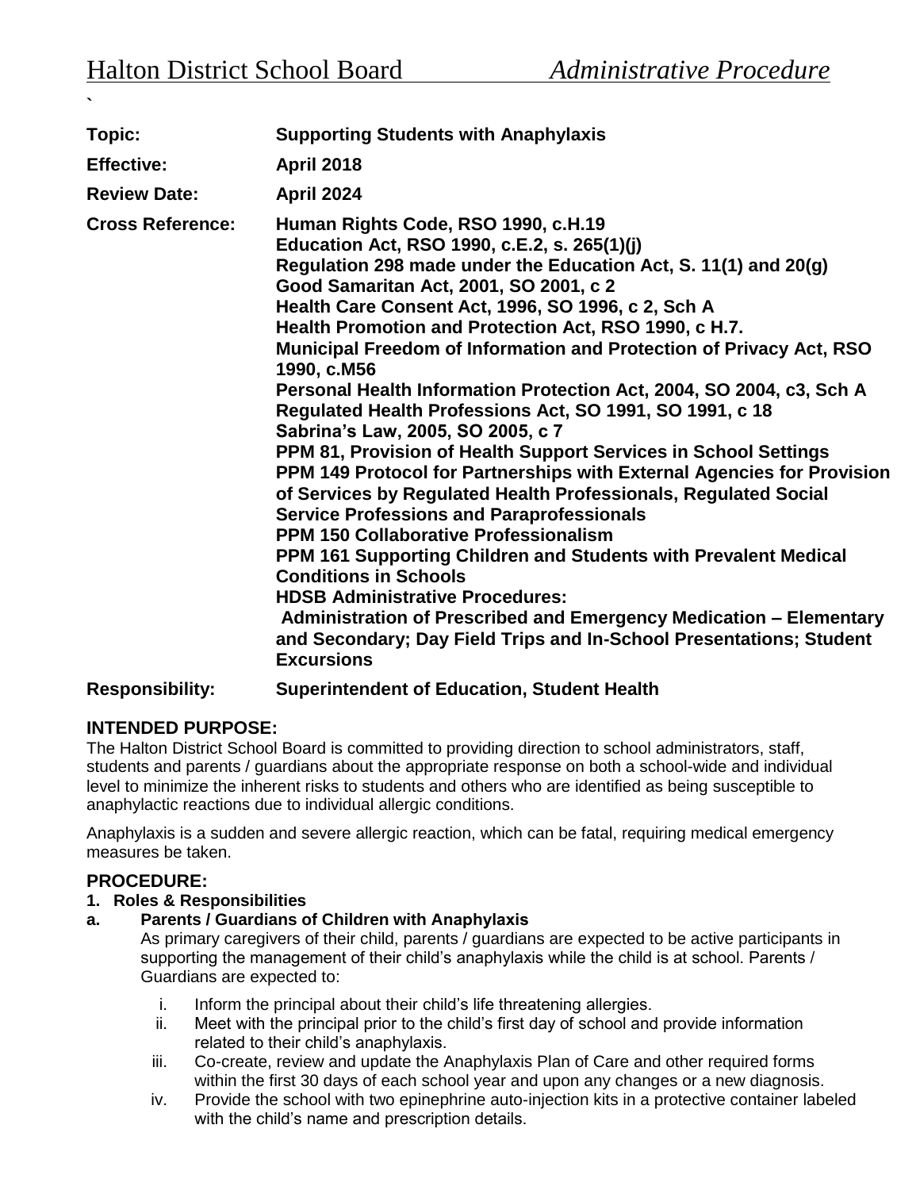# Halton District School Board *Administrative Procedure*

`

| | |
|---|---|
| **Topic:** | **Supporting Students with Anaphylaxis** |
| **Effective:** | **April 2018** |
| **Review Date:** | **April 2024** |
| **Cross Reference:** | **Human Rights Code, RSO 1990, c.H.19**<br>**Education Act, RSO 1990, c.E.2, s. 265(1)(j)**<br>**Regulation 298 made under the Education Act, S. 11(1) and 20(g)**<br>**Good Samaritan Act, 2001, SO 2001, c 2**<br>**Health Care Consent Act, 1996, SO 1996, c 2, Sch A**<br>**Health Promotion and Protection Act, RSO 1990, c H.7.**<br>**Municipal Freedom of Information and Protection of Privacy Act, RSO 1990, c.M56**<br>**Personal Health Information Protection Act, 2004, SO 2004, c3, Sch A**<br>**Regulated Health Professions Act, SO 1991, SO 1991, c 18**<br>**Sabrina's Law, 2005, SO 2005, c 7**<br>**PPM 81, Provision of Health Support Services in School Settings**<br>**PPM 149 Protocol for Partnerships with External Agencies for Provision of Services by Regulated Health Professionals, Regulated Social Service Professions and Paraprofessionals**<br>**PPM 150 Collaborative Professionalism**<br>**PPM 161 Supporting Children and Students with Prevalent Medical Conditions in Schools**<br>**HDSB Administrative Procedures:**<br>**Administration of Prescribed and Emergency Medication – Elementary and Secondary; Day Field Trips and In-School Presentations; Student Excursions** |
| **Responsibility:** | **Superintendent of Education, Student Health** |

## INTENDED PURPOSE:

The Halton District School Board is committed to providing direction to school administrators, staff, students and parents / guardians about the appropriate response on both a school-wide and individual level to minimize the inherent risks to students and others who are identified as being susceptible to anaphylactic reactions due to individual allergic conditions.

Anaphylaxis is a sudden and severe allergic reaction, which can be fatal, requiring medical emergency measures be taken.

## PROCEDURE:

### 1. Roles & Responsibilities

**a. Parents / Guardians of Children with Anaphylaxis**

As primary caregivers of their child, parents / guardians are expected to be active participants in supporting the management of their child's anaphylaxis while the child is at school. Parents / Guardians are expected to:

i. Inform the principal about their child's life threatening allergies.

ii. Meet with the principal prior to the child's first day of school and provide information related to their child's anaphylaxis.

iii. Co-create, review and update the Anaphylaxis Plan of Care and other required forms within the first 30 days of each school year and upon any changes or a new diagnosis.

iv. Provide the school with two epinephrine auto-injection kits in a protective container labeled with the child's name and prescription details.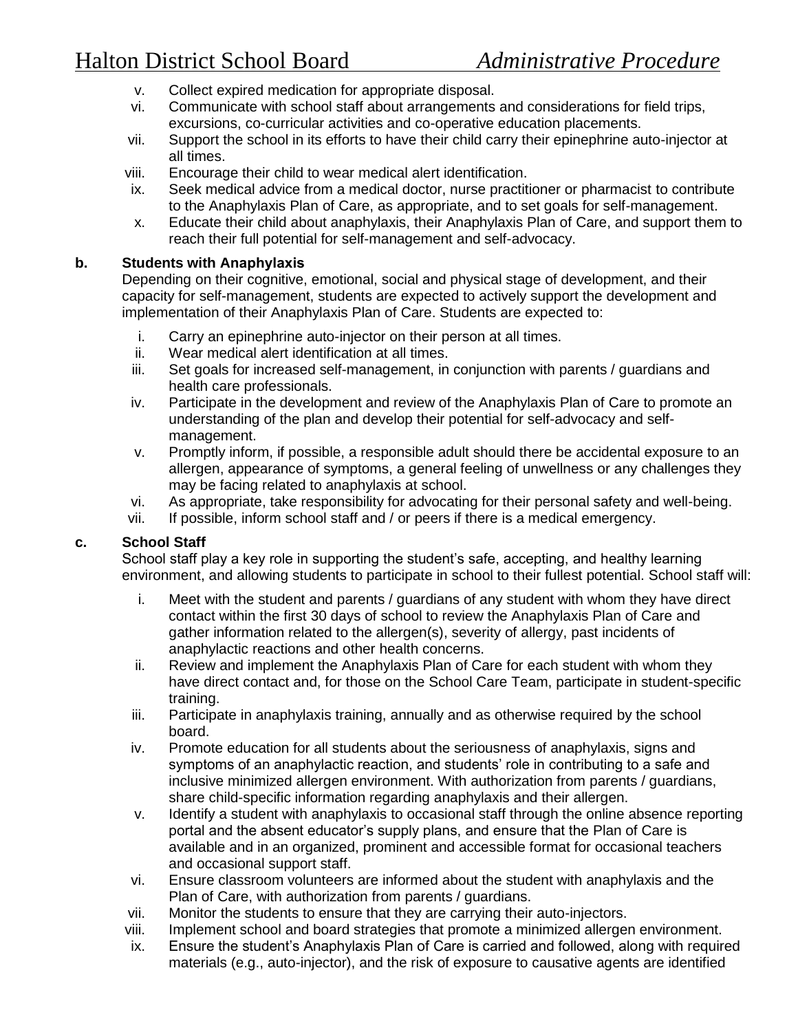v. Collect expired medication for appropriate disposal.
vi. Communicate with school staff about arrangements and considerations for field trips, excursions, co-curricular activities and co-operative education placements.
vii. Support the school in its efforts to have their child carry their epinephrine auto-injector at all times.
viii. Encourage their child to wear medical alert identification.
ix. Seek medical advice from a medical doctor, nurse practitioner or pharmacist to contribute to the Anaphylaxis Plan of Care, as appropriate, and to set goals for self-management.
x. Educate their child about anaphylaxis, their Anaphylaxis Plan of Care, and support them to reach their full potential for self-management and self-advocacy.

**b. Students with Anaphylaxis**

Depending on their cognitive, emotional, social and physical stage of development, and their capacity for self-management, students are expected to actively support the development and implementation of their Anaphylaxis Plan of Care. Students are expected to:

i. Carry an epinephrine auto-injector on their person at all times.
ii. Wear medical alert identification at all times.
iii. Set goals for increased self-management, in conjunction with parents / guardians and health care professionals.
iv. Participate in the development and review of the Anaphylaxis Plan of Care to promote an understanding of the plan and develop their potential for self-advocacy and self-management.
v. Promptly inform, if possible, a responsible adult should there be accidental exposure to an allergen, appearance of symptoms, a general feeling of unwellness or any challenges they may be facing related to anaphylaxis at school.
vi. As appropriate, take responsibility for advocating for their personal safety and well-being.
vii. If possible, inform school staff and / or peers if there is a medical emergency.

**c. School Staff**

School staff play a key role in supporting the student's safe, accepting, and healthy learning environment, and allowing students to participate in school to their fullest potential. School staff will:

i. Meet with the student and parents / guardians of any student with whom they have direct contact within the first 30 days of school to review the Anaphylaxis Plan of Care and gather information related to the allergen(s), severity of allergy, past incidents of anaphylactic reactions and other health concerns.
ii. Review and implement the Anaphylaxis Plan of Care for each student with whom they have direct contact and, for those on the School Care Team, participate in student-specific training.
iii. Participate in anaphylaxis training, annually and as otherwise required by the school board.
iv. Promote education for all students about the seriousness of anaphylaxis, signs and symptoms of an anaphylactic reaction, and students' role in contributing to a safe and inclusive minimized allergen environment. With authorization from parents / guardians, share child-specific information regarding anaphylaxis and their allergen.
v. Identify a student with anaphylaxis to occasional staff through the online absence reporting portal and the absent educator's supply plans, and ensure that the Plan of Care is available and in an organized, prominent and accessible format for occasional teachers and occasional support staff.
vi. Ensure classroom volunteers are informed about the student with anaphylaxis and the Plan of Care, with authorization from parents / guardians.
vii. Monitor the students to ensure that they are carrying their auto-injectors.
viii. Implement school and board strategies that promote a minimized allergen environment.
ix. Ensure the student's Anaphylaxis Plan of Care is carried and followed, along with required materials (e.g., auto-injector), and the risk of exposure to causative agents are identified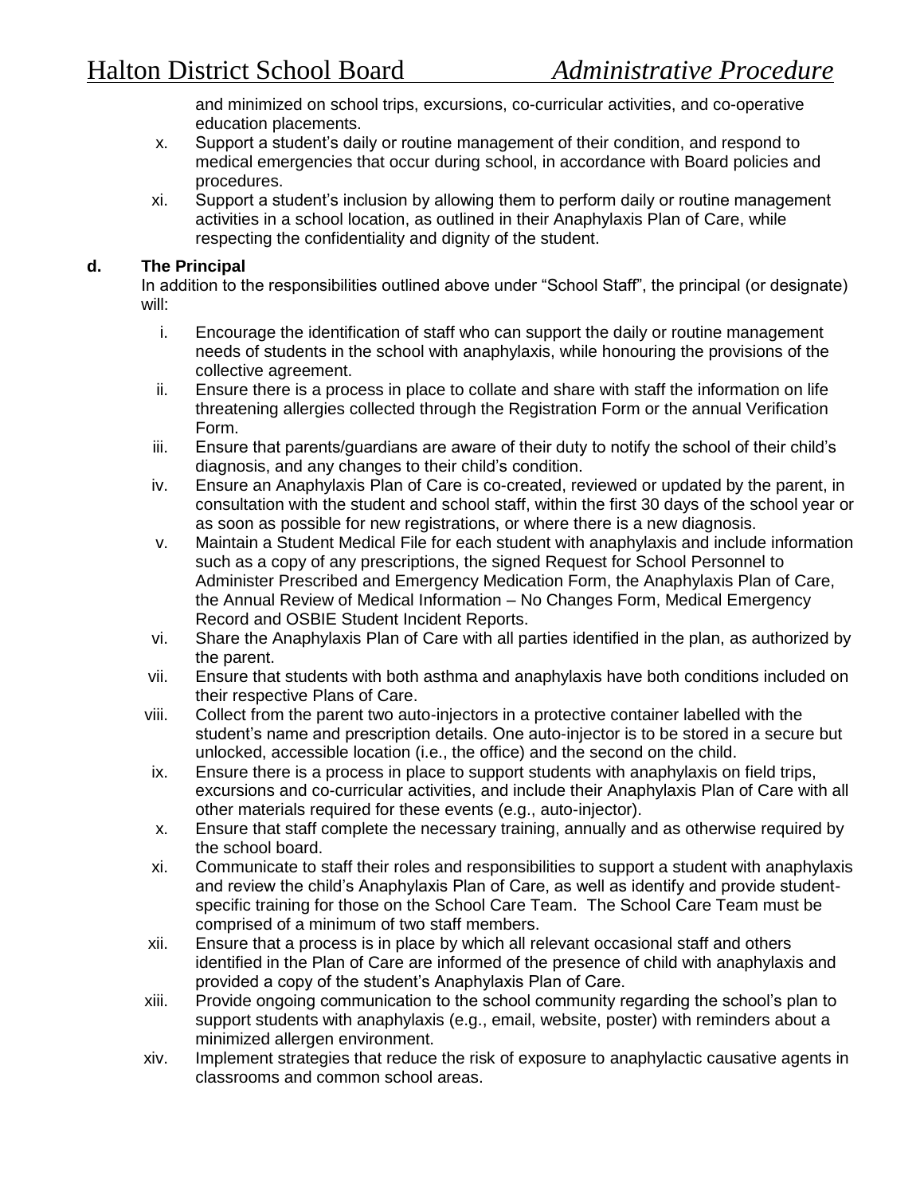and minimized on school trips, excursions, co-curricular activities, and co-operative education placements.

x. Support a student's daily or routine management of their condition, and respond to medical emergencies that occur during school, in accordance with Board policies and procedures.

xi. Support a student's inclusion by allowing them to perform daily or routine management activities in a school location, as outlined in their Anaphylaxis Plan of Care, while respecting the confidentiality and dignity of the student.

**d. The Principal**

In addition to the responsibilities outlined above under "School Staff", the principal (or designate) will:

i. Encourage the identification of staff who can support the daily or routine management needs of students in the school with anaphylaxis, while honouring the provisions of the collective agreement.

ii. Ensure there is a process in place to collate and share with staff the information on life threatening allergies collected through the Registration Form or the annual Verification Form.

iii. Ensure that parents/guardians are aware of their duty to notify the school of their child's diagnosis, and any changes to their child's condition.

iv. Ensure an Anaphylaxis Plan of Care is co-created, reviewed or updated by the parent, in consultation with the student and school staff, within the first 30 days of the school year or as soon as possible for new registrations, or where there is a new diagnosis.

v. Maintain a Student Medical File for each student with anaphylaxis and include information such as a copy of any prescriptions, the signed Request for School Personnel to Administer Prescribed and Emergency Medication Form, the Anaphylaxis Plan of Care, the Annual Review of Medical Information – No Changes Form, Medical Emergency Record and OSBIE Student Incident Reports.

vi. Share the Anaphylaxis Plan of Care with all parties identified in the plan, as authorized by the parent.

vii. Ensure that students with both asthma and anaphylaxis have both conditions included on their respective Plans of Care.

viii. Collect from the parent two auto-injectors in a protective container labelled with the student's name and prescription details. One auto-injector is to be stored in a secure but unlocked, accessible location (i.e., the office) and the second on the child.

ix. Ensure there is a process in place to support students with anaphylaxis on field trips, excursions and co-curricular activities, and include their Anaphylaxis Plan of Care with all other materials required for these events (e.g., auto-injector).

x. Ensure that staff complete the necessary training, annually and as otherwise required by the school board.

xi. Communicate to staff their roles and responsibilities to support a student with anaphylaxis and review the child's Anaphylaxis Plan of Care, as well as identify and provide student-specific training for those on the School Care Team. The School Care Team must be comprised of a minimum of two staff members.

xii. Ensure that a process is in place by which all relevant occasional staff and others identified in the Plan of Care are informed of the presence of child with anaphylaxis and provided a copy of the student's Anaphylaxis Plan of Care.

xiii. Provide ongoing communication to the school community regarding the school's plan to support students with anaphylaxis (e.g., email, website, poster) with reminders about a minimized allergen environment.

xiv. Implement strategies that reduce the risk of exposure to anaphylactic causative agents in classrooms and common school areas.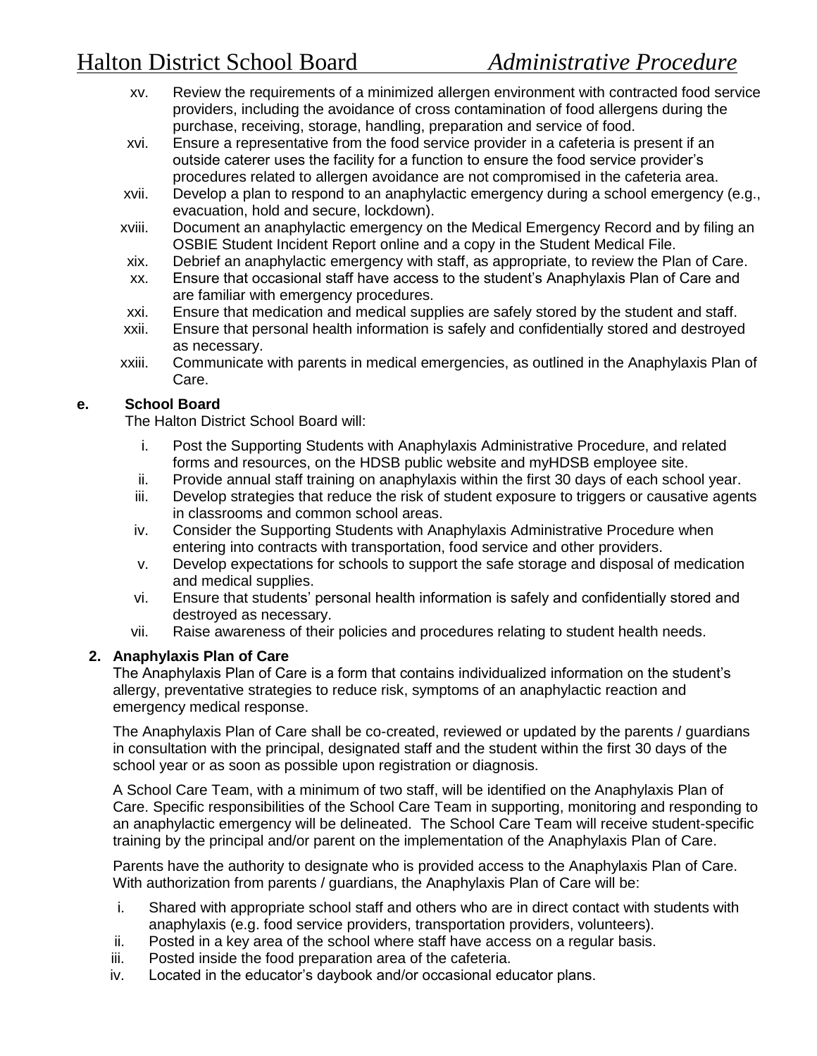xv. Review the requirements of a minimized allergen environment with contracted food service providers, including the avoidance of cross contamination of food allergens during the purchase, receiving, storage, handling, preparation and service of food.

xvi. Ensure a representative from the food service provider in a cafeteria is present if an outside caterer uses the facility for a function to ensure the food service provider's procedures related to allergen avoidance are not compromised in the cafeteria area.

xvii. Develop a plan to respond to an anaphylactic emergency during a school emergency (e.g., evacuation, hold and secure, lockdown).

xviii. Document an anaphylactic emergency on the Medical Emergency Record and by filing an OSBIE Student Incident Report online and a copy in the Student Medical File.

xix. Debrief an anaphylactic emergency with staff, as appropriate, to review the Plan of Care.

xx. Ensure that occasional staff have access to the student's Anaphylaxis Plan of Care and are familiar with emergency procedures.

xxi. Ensure that medication and medical supplies are safely stored by the student and staff.

xxii. Ensure that personal health information is safely and confidentially stored and destroyed as necessary.

xxiii. Communicate with parents in medical emergencies, as outlined in the Anaphylaxis Plan of Care.

**e. School Board**

The Halton District School Board will:

i. Post the Supporting Students with Anaphylaxis Administrative Procedure, and related forms and resources, on the HDSB public website and myHDSB employee site.

ii. Provide annual staff training on anaphylaxis within the first 30 days of each school year.

iii. Develop strategies that reduce the risk of student exposure to triggers or causative agents in classrooms and common school areas.

iv. Consider the Supporting Students with Anaphylaxis Administrative Procedure when entering into contracts with transportation, food service and other providers.

v. Develop expectations for schools to support the safe storage and disposal of medication and medical supplies.

vi. Ensure that students' personal health information is safely and confidentially stored and destroyed as necessary.

vii. Raise awareness of their policies and procedures relating to student health needs.

**2. Anaphylaxis Plan of Care**

The Anaphylaxis Plan of Care is a form that contains individualized information on the student's allergy, preventative strategies to reduce risk, symptoms of an anaphylactic reaction and emergency medical response.

The Anaphylaxis Plan of Care shall be co-created, reviewed or updated by the parents / guardians in consultation with the principal, designated staff and the student within the first 30 days of the school year or as soon as possible upon registration or diagnosis.

A School Care Team, with a minimum of two staff, will be identified on the Anaphylaxis Plan of Care. Specific responsibilities of the School Care Team in supporting, monitoring and responding to an anaphylactic emergency will be delineated. The School Care Team will receive student-specific training by the principal and/or parent on the implementation of the Anaphylaxis Plan of Care.

Parents have the authority to designate who is provided access to the Anaphylaxis Plan of Care. With authorization from parents / guardians, the Anaphylaxis Plan of Care will be:

i. Shared with appropriate school staff and others who are in direct contact with students with anaphylaxis (e.g. food service providers, transportation providers, volunteers).

ii. Posted in a key area of the school where staff have access on a regular basis.

iii. Posted inside the food preparation area of the cafeteria.

iv. Located in the educator's daybook and/or occasional educator plans.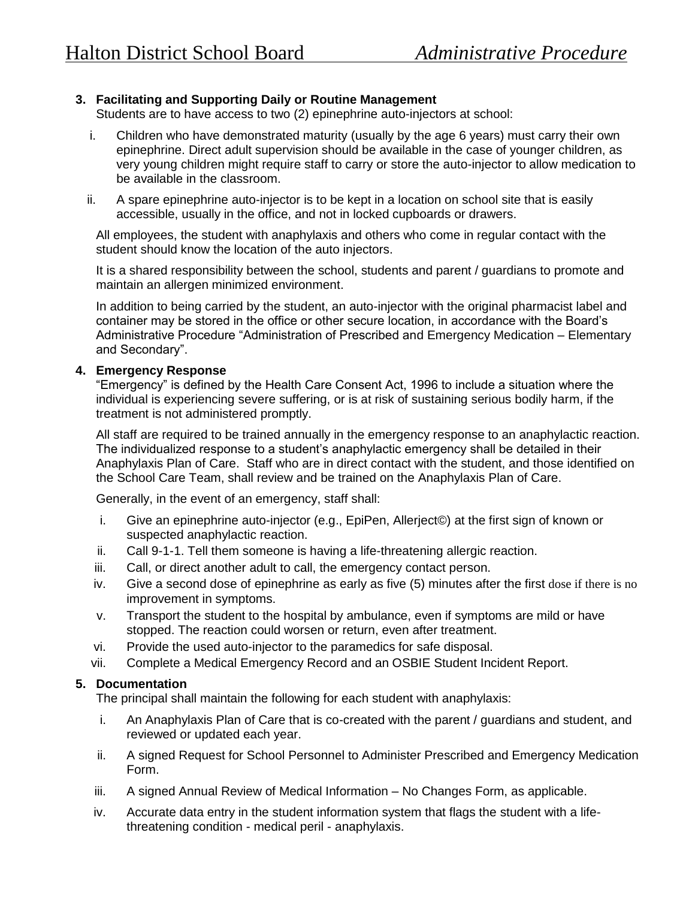**3. Facilitating and Supporting Daily or Routine Management**

Students are to have access to two (2) epinephrine auto-injectors at school:

i. Children who have demonstrated maturity (usually by the age 6 years) must carry their own epinephrine. Direct adult supervision should be available in the case of younger children, as very young children might require staff to carry or store the auto-injector to allow medication to be available in the classroom.

ii. A spare epinephrine auto-injector is to be kept in a location on school site that is easily accessible, usually in the office, and not in locked cupboards or drawers.

All employees, the student with anaphylaxis and others who come in regular contact with the student should know the location of the auto injectors.

It is a shared responsibility between the school, students and parent / guardians to promote and maintain an allergen minimized environment.

In addition to being carried by the student, an auto-injector with the original pharmacist label and container may be stored in the office or other secure location, in accordance with the Board's Administrative Procedure "Administration of Prescribed and Emergency Medication – Elementary and Secondary".

**4. Emergency Response**

"Emergency" is defined by the Health Care Consent Act, 1996 to include a situation where the individual is experiencing severe suffering, or is at risk of sustaining serious bodily harm, if the treatment is not administered promptly.

All staff are required to be trained annually in the emergency response to an anaphylactic reaction. The individualized response to a student's anaphylactic emergency shall be detailed in their Anaphylaxis Plan of Care. Staff who are in direct contact with the student, and those identified on the School Care Team, shall review and be trained on the Anaphylaxis Plan of Care.

Generally, in the event of an emergency, staff shall:

i. Give an epinephrine auto-injector (e.g., EpiPen, Allerject©) at the first sign of known or suspected anaphylactic reaction.
ii. Call 9-1-1. Tell them someone is having a life-threatening allergic reaction.
iii. Call, or direct another adult to call, the emergency contact person.
iv. Give a second dose of epinephrine as early as five (5) minutes after the first dose if there is no improvement in symptoms.
v. Transport the student to the hospital by ambulance, even if symptoms are mild or have stopped. The reaction could worsen or return, even after treatment.
vi. Provide the used auto-injector to the paramedics for safe disposal.
vii. Complete a Medical Emergency Record and an OSBIE Student Incident Report.

**5. Documentation**

The principal shall maintain the following for each student with anaphylaxis:

i. An Anaphylaxis Plan of Care that is co-created with the parent / guardians and student, and reviewed or updated each year.

ii. A signed Request for School Personnel to Administer Prescribed and Emergency Medication Form.

iii. A signed Annual Review of Medical Information – No Changes Form, as applicable.

iv. Accurate data entry in the student information system that flags the student with a life-threatening condition - medical peril - anaphylaxis.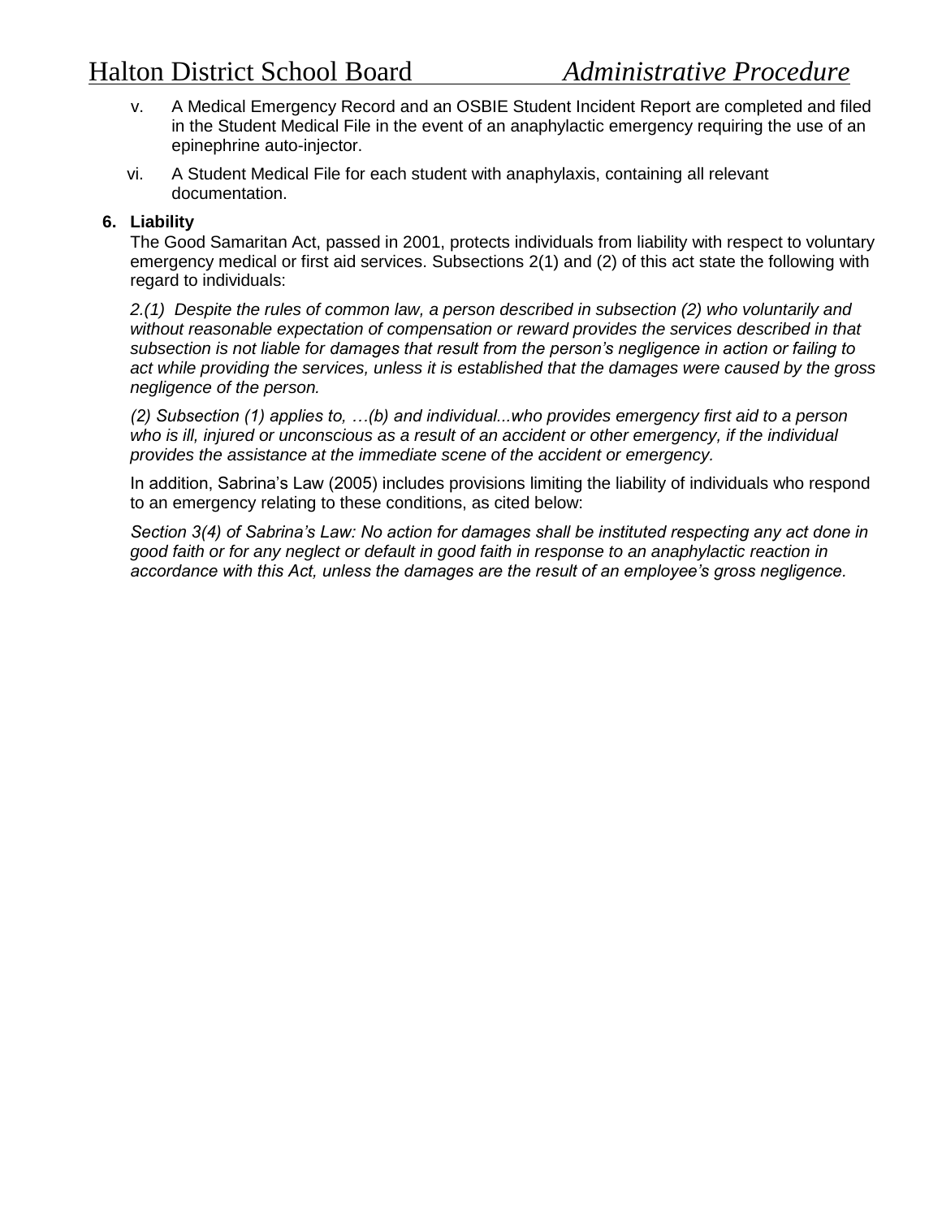v. A Medical Emergency Record and an OSBIE Student Incident Report are completed and filed in the Student Medical File in the event of an anaphylactic emergency requiring the use of an epinephrine auto-injector.

vi. A Student Medical File for each student with anaphylaxis, containing all relevant documentation.

**6. Liability**

The Good Samaritan Act, passed in 2001, protects individuals from liability with respect to voluntary emergency medical or first aid services. Subsections 2(1) and (2) of this act state the following with regard to individuals:

*2.(1) Despite the rules of common law, a person described in subsection (2) who voluntarily and without reasonable expectation of compensation or reward provides the services described in that subsection is not liable for damages that result from the person's negligence in action or failing to act while providing the services, unless it is established that the damages were caused by the gross negligence of the person.*

*(2) Subsection (1) applies to, …(b) and individual...who provides emergency first aid to a person who is ill, injured or unconscious as a result of an accident or other emergency, if the individual provides the assistance at the immediate scene of the accident or emergency.*

In addition, Sabrina's Law (2005) includes provisions limiting the liability of individuals who respond to an emergency relating to these conditions, as cited below:

*Section 3(4) of Sabrina's Law: No action for damages shall be instituted respecting any act done in good faith or for any neglect or default in good faith in response to an anaphylactic reaction in accordance with this Act, unless the damages are the result of an employee's gross negligence.*